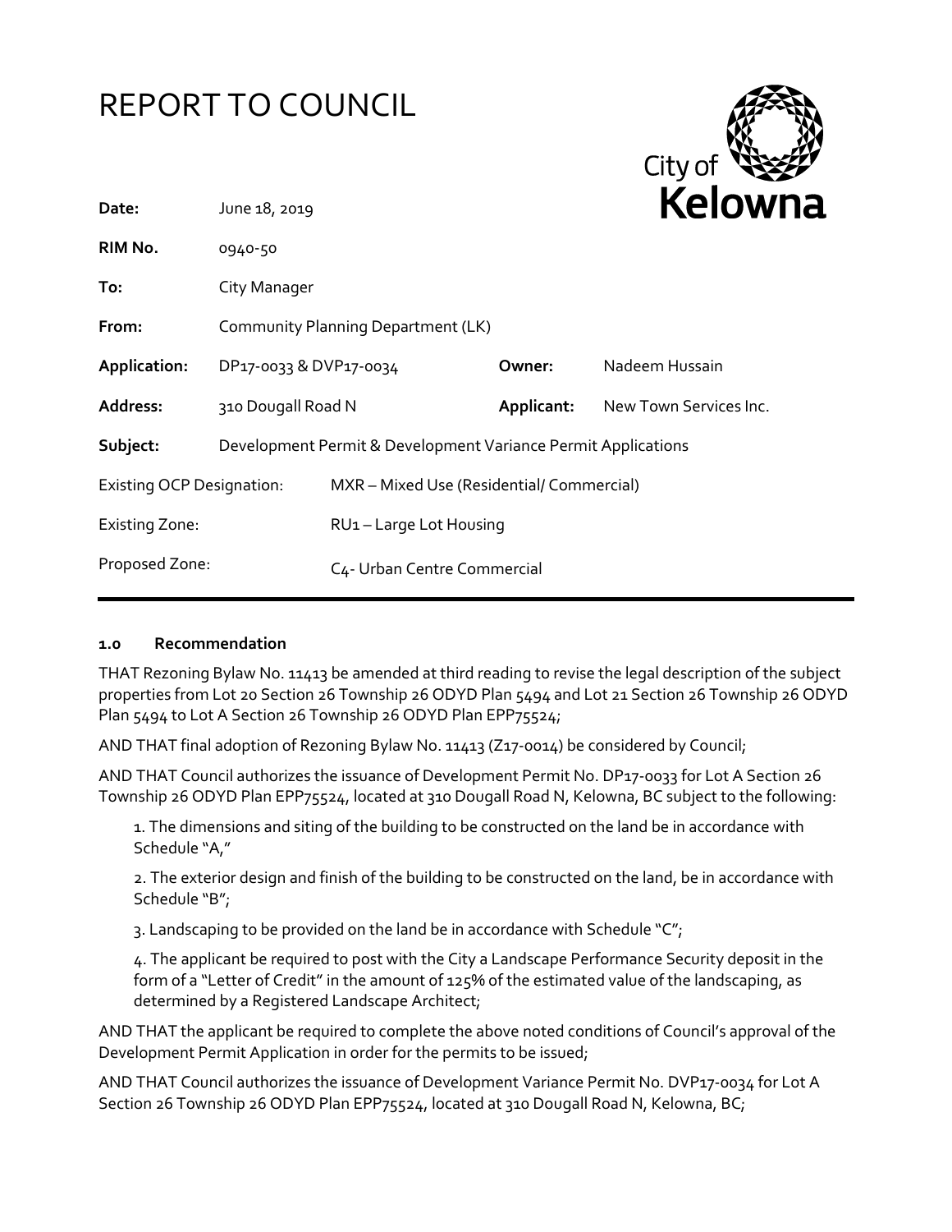# REPORT TO COUNCIL

City of Kelowna

| | | | |
|---|---|---|---|
| **Date:** | June 18, 2019 | | |
| **RIM No.** | 0940-50 | | |
| **To:** | City Manager | | |
| **From:** | Community Planning Department (LK) | | |
| **Application:** | DP17-0033 & DVP17-0034 | **Owner:** | Nadeem Hussain |
| **Address:** | 310 Dougall Road N | **Applicant:** | New Town Services Inc. |
| **Subject:** | Development Permit & Development Variance Permit Applications | | |
| Existing OCP Designation: | MXR – Mixed Use (Residential/ Commercial) | | |
| Existing Zone: | RU1 – Large Lot Housing | | |
| Proposed Zone: | C4- Urban Centre Commercial | | |

## 1.0 Recommendation

THAT Rezoning Bylaw No. 11413 be amended at third reading to revise the legal description of the subject properties from Lot 20 Section 26 Township 26 ODYD Plan 5494 and Lot 21 Section 26 Township 26 ODYD Plan 5494 to Lot A Section 26 Township 26 ODYD Plan EPP75524;

AND THAT final adoption of Rezoning Bylaw No. 11413 (Z17-0014) be considered by Council;

AND THAT Council authorizes the issuance of Development Permit No. DP17-0033 for Lot A Section 26 Township 26 ODYD Plan EPP75524, located at 310 Dougall Road N, Kelowna, BC subject to the following:

1. The dimensions and siting of the building to be constructed on the land be in accordance with Schedule "A,"

2. The exterior design and finish of the building to be constructed on the land, be in accordance with Schedule "B";

3. Landscaping to be provided on the land be in accordance with Schedule "C";

4. The applicant be required to post with the City a Landscape Performance Security deposit in the form of a "Letter of Credit" in the amount of 125% of the estimated value of the landscaping, as determined by a Registered Landscape Architect;

AND THAT the applicant be required to complete the above noted conditions of Council's approval of the Development Permit Application in order for the permits to be issued;

AND THAT Council authorizes the issuance of Development Variance Permit No. DVP17-0034 for Lot A Section 26 Township 26 ODYD Plan EPP75524, located at 310 Dougall Road N, Kelowna, BC;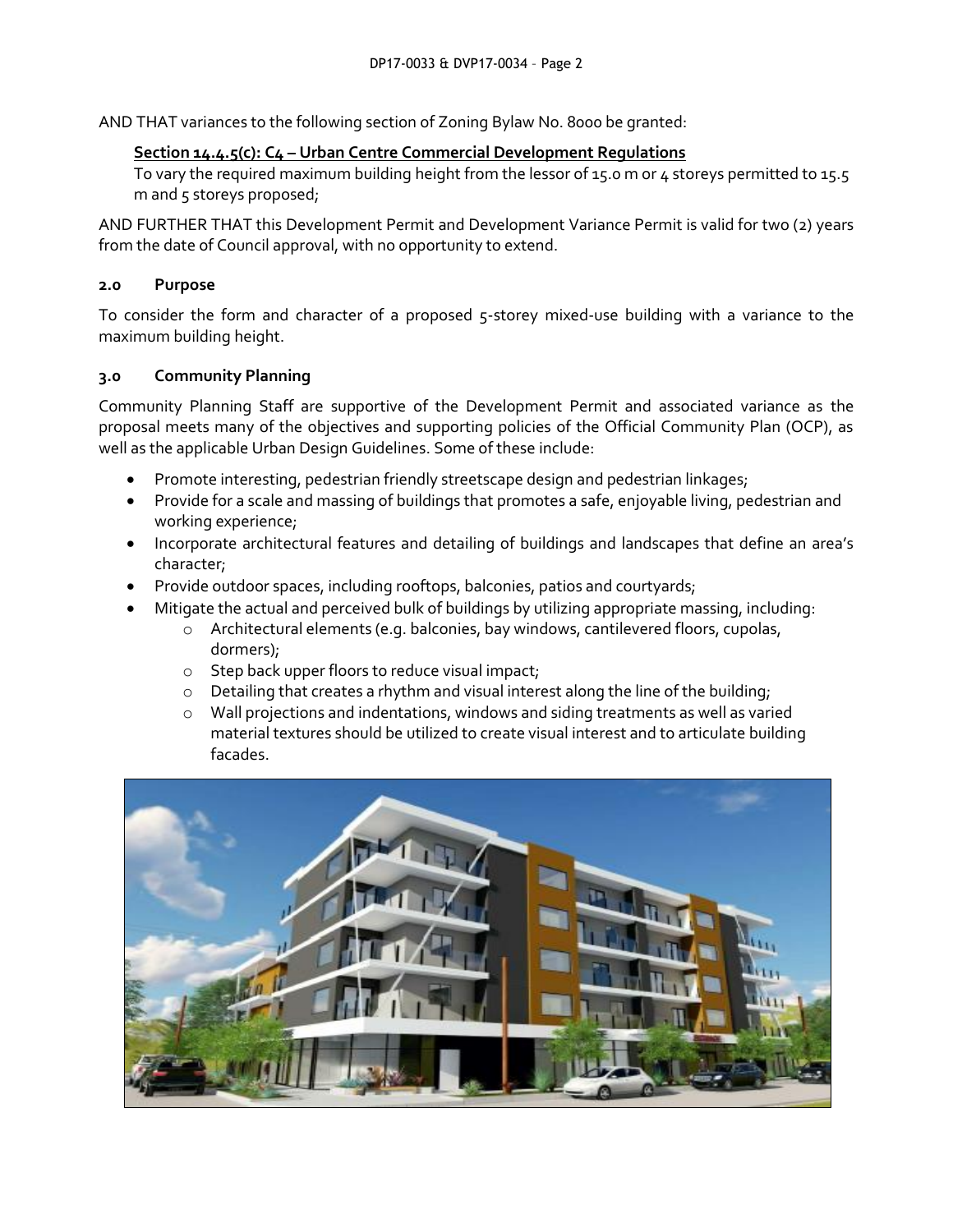AND THAT variances to the following section of Zoning Bylaw No. 8000 be granted:

**Section 14.4.5(c): C4 – Urban Centre Commercial Development Regulations**

To vary the required maximum building height from the lessor of 15.0 m or 4 storeys permitted to 15.5 m and 5 storeys proposed;

AND FURTHER THAT this Development Permit and Development Variance Permit is valid for two (2) years from the date of Council approval, with no opportunity to extend.

## 2.0 Purpose

To consider the form and character of a proposed 5-storey mixed-use building with a variance to the maximum building height.

## 3.0 Community Planning

Community Planning Staff are supportive of the Development Permit and associated variance as the proposal meets many of the objectives and supporting policies of the Official Community Plan (OCP), as well as the applicable Urban Design Guidelines. Some of these include:

- Promote interesting, pedestrian friendly streetscape design and pedestrian linkages;
- Provide for a scale and massing of buildings that promotes a safe, enjoyable living, pedestrian and working experience;
- Incorporate architectural features and detailing of buildings and landscapes that define an area's character;
- Provide outdoor spaces, including rooftops, balconies, patios and courtyards;
- Mitigate the actual and perceived bulk of buildings by utilizing appropriate massing, including:
  - Architectural elements (e.g. balconies, bay windows, cantilevered floors, cupolas, dormers);
  - Step back upper floors to reduce visual impact;
  - Detailing that creates a rhythm and visual interest along the line of the building;
  - Wall projections and indentations, windows and siding treatments as well as varied material textures should be utilized to create visual interest and to articulate building facades.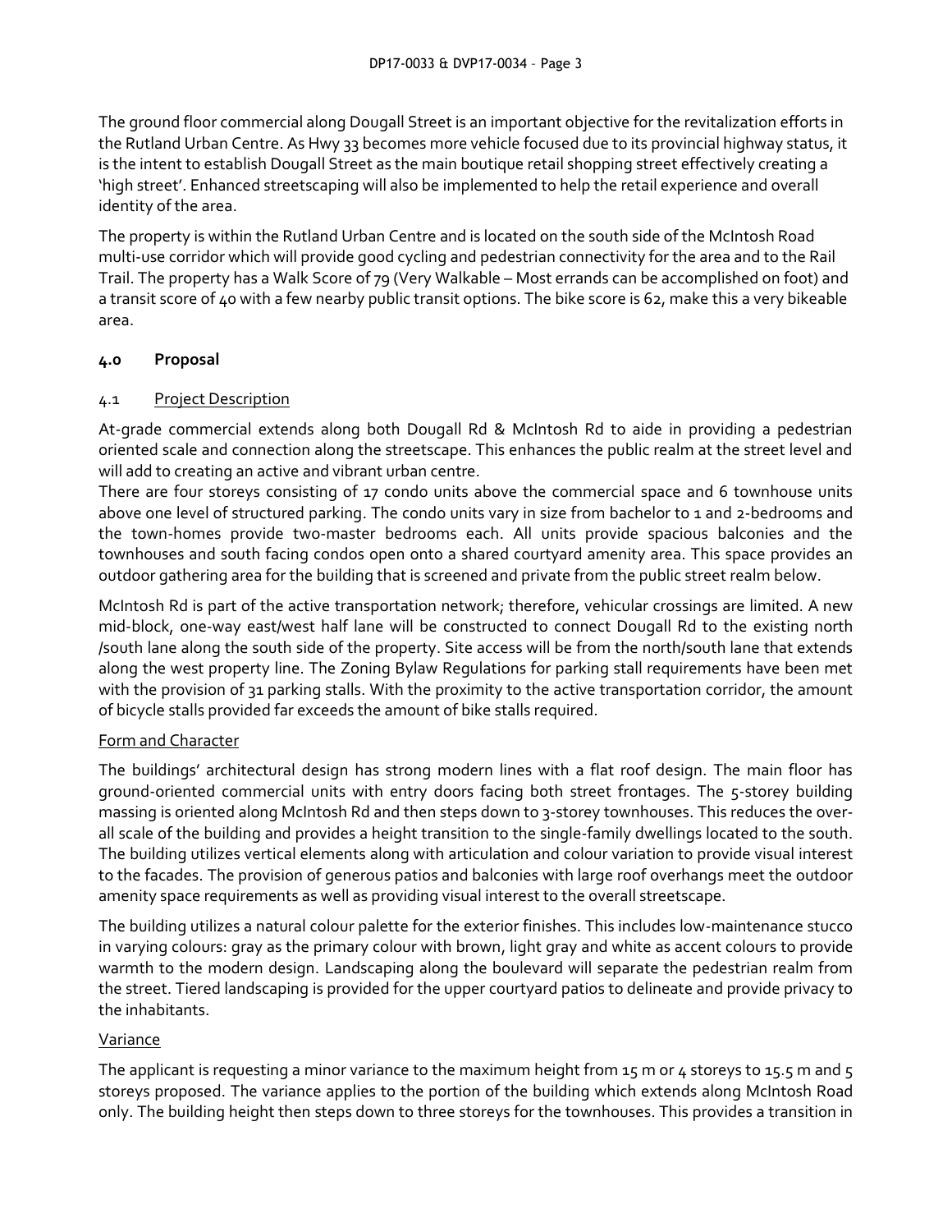The ground floor commercial along Dougall Street is an important objective for the revitalization efforts in the Rutland Urban Centre. As Hwy 33 becomes more vehicle focused due to its provincial highway status, it is the intent to establish Dougall Street as the main boutique retail shopping street effectively creating a 'high street'. Enhanced streetscaping will also be implemented to help the retail experience and overall identity of the area.

The property is within the Rutland Urban Centre and is located on the south side of the McIntosh Road multi-use corridor which will provide good cycling and pedestrian connectivity for the area and to the Rail Trail. The property has a Walk Score of 79 (Very Walkable – Most errands can be accomplished on foot) and a transit score of 40 with a few nearby public transit options. The bike score is 62, make this a very bikeable area.

## 4.0 Proposal

### 4.1 Project Description

At-grade commercial extends along both Dougall Rd & McIntosh Rd to aide in providing a pedestrian oriented scale and connection along the streetscape. This enhances the public realm at the street level and will add to creating an active and vibrant urban centre.

There are four storeys consisting of 17 condo units above the commercial space and 6 townhouse units above one level of structured parking. The condo units vary in size from bachelor to 1 and 2-bedrooms and the town-homes provide two-master bedrooms each. All units provide spacious balconies and the townhouses and south facing condos open onto a shared courtyard amenity area. This space provides an outdoor gathering area for the building that is screened and private from the public street realm below.

McIntosh Rd is part of the active transportation network; therefore, vehicular crossings are limited. A new mid-block, one-way east/west half lane will be constructed to connect Dougall Rd to the existing north /south lane along the south side of the property. Site access will be from the north/south lane that extends along the west property line. The Zoning Bylaw Regulations for parking stall requirements have been met with the provision of 31 parking stalls. With the proximity to the active transportation corridor, the amount of bicycle stalls provided far exceeds the amount of bike stalls required.

#### Form and Character

The buildings' architectural design has strong modern lines with a flat roof design. The main floor has ground-oriented commercial units with entry doors facing both street frontages. The 5-storey building massing is oriented along McIntosh Rd and then steps down to 3-storey townhouses. This reduces the over-all scale of the building and provides a height transition to the single-family dwellings located to the south. The building utilizes vertical elements along with articulation and colour variation to provide visual interest to the facades. The provision of generous patios and balconies with large roof overhangs meet the outdoor amenity space requirements as well as providing visual interest to the overall streetscape.

The building utilizes a natural colour palette for the exterior finishes. This includes low-maintenance stucco in varying colours: gray as the primary colour with brown, light gray and white as accent colours to provide warmth to the modern design. Landscaping along the boulevard will separate the pedestrian realm from the street. Tiered landscaping is provided for the upper courtyard patios to delineate and provide privacy to the inhabitants.

#### Variance

The applicant is requesting a minor variance to the maximum height from 15 m or 4 storeys to 15.5 m and 5 storeys proposed. The variance applies to the portion of the building which extends along McIntosh Road only. The building height then steps down to three storeys for the townhouses. This provides a transition in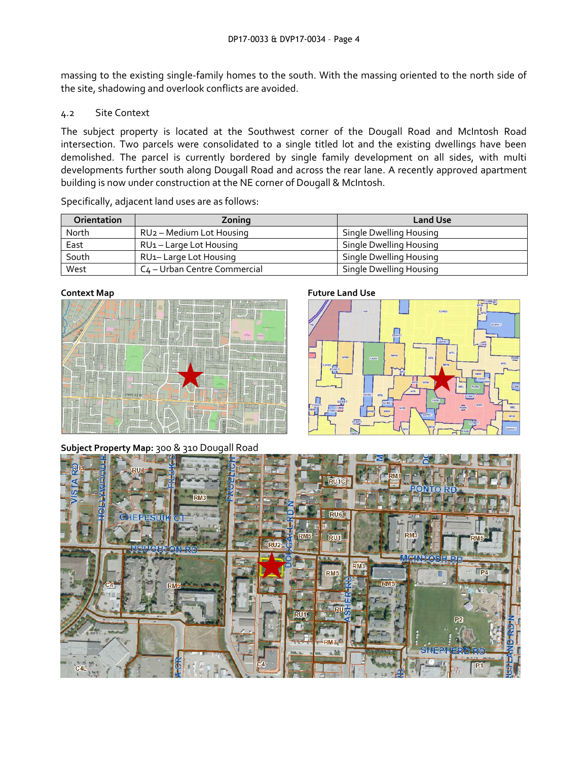massing to the existing single-family homes to the south. With the massing oriented to the north side of the site, shadowing and overlook conflicts are avoided.

## 4.2 Site Context

The subject property is located at the Southwest corner of the Dougall Road and McIntosh Road intersection. Two parcels were consolidated to a single titled lot and the existing dwellings have been demolished. The parcel is currently bordered by single family development on all sides, with multi developments further south along Dougall Road and across the rear lane. A recently approved apartment building is now under construction at the NE corner of Dougall & McIntosh.

Specifically, adjacent land uses are as follows:

| Orientation | Zoning | Land Use |
|---|---|---|
| North | RU2 – Medium Lot Housing | Single Dwelling Housing |
| East | RU1 – Large Lot Housing | Single Dwelling Housing |
| South | RU1– Large Lot Housing | Single Dwelling Housing |
| West | C4 – Urban Centre Commercial | Single Dwelling Housing |

**Context Map**

**Future Land Use**

**Subject Property Map:** 300 & 310 Dougall Road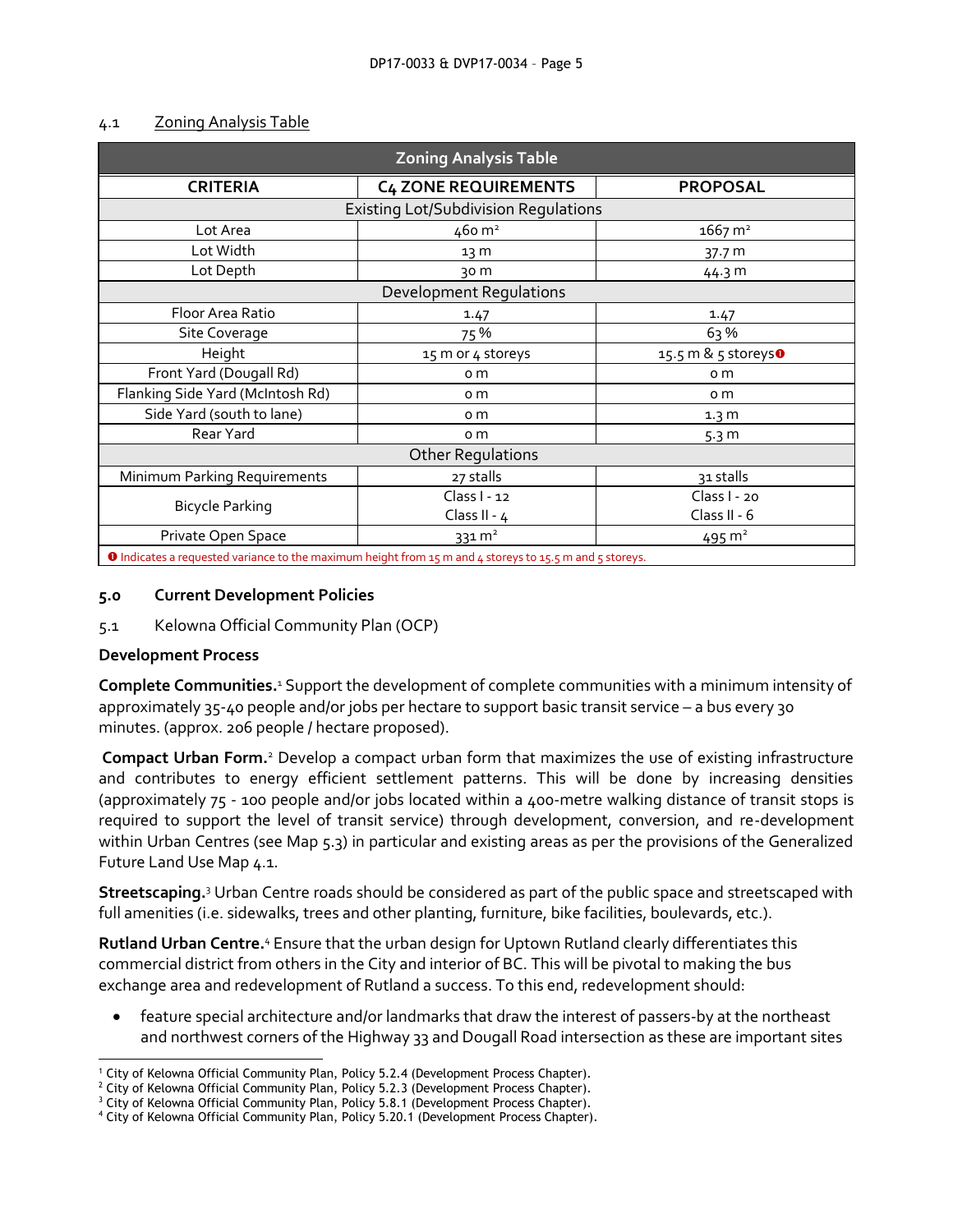## 4.1 Zoning Analysis Table

| Zoning Analysis Table | | |
|---|---|---|
| **CRITERIA** | **C4 ZONE REQUIREMENTS** | **PROPOSAL** |
| Existing Lot/Subdivision Regulations | | |
| Lot Area | 460 m² | 1667 m² |
| Lot Width | 13 m | 37.7 m |
| Lot Depth | 30 m | 44.3 m |
| Development Regulations | | |
| Floor Area Ratio | 1.47 | 1.47 |
| Site Coverage | 75 % | 63 % |
| Height | 15 m or 4 storeys | 15.5 m & 5 storeys❶ |
| Front Yard (Dougall Rd) | 0 m | 0 m |
| Flanking Side Yard (McIntosh Rd) | 0 m | 0 m |
| Side Yard (south to lane) | 0 m | 1.3 m |
| Rear Yard | 0 m | 5.3 m |
| Other Regulations | | |
| Minimum Parking Requirements | 27 stalls | 31 stalls |
| Bicycle Parking | Class I - 12<br>Class II - 4 | Class I - 20<br>Class II - 6 |
| Private Open Space | 331 m² | 495 m² |

❶ Indicates a requested variance to the maximum height from 15 m and 4 storeys to 15.5 m and 5 storeys.

## 5.0 Current Development Policies

### 5.1 Kelowna Official Community Plan (OCP)

**Development Process**

**Complete Communities.**[1] Support the development of complete communities with a minimum intensity of approximately 35-40 people and/or jobs per hectare to support basic transit service – a bus every 30 minutes. (approx. 206 people / hectare proposed).

**Compact Urban Form.**[2] Develop a compact urban form that maximizes the use of existing infrastructure and contributes to energy efficient settlement patterns. This will be done by increasing densities (approximately 75 - 100 people and/or jobs located within a 400-metre walking distance of transit stops is required to support the level of transit service) through development, conversion, and re-development within Urban Centres (see Map 5.3) in particular and existing areas as per the provisions of the Generalized Future Land Use Map 4.1.

**Streetscaping.**[3] Urban Centre roads should be considered as part of the public space and streetscaped with full amenities (i.e. sidewalks, trees and other planting, furniture, bike facilities, boulevards, etc.).

**Rutland Urban Centre.**[4] Ensure that the urban design for Uptown Rutland clearly differentiates this commercial district from others in the City and interior of BC. This will be pivotal to making the bus exchange area and redevelopment of Rutland a success. To this end, redevelopment should:

- feature special architecture and/or landmarks that draw the interest of passers-by at the northeast and northwest corners of the Highway 33 and Dougall Road intersection as these are important sites

[1] City of Kelowna Official Community Plan, Policy 5.2.4 (Development Process Chapter).
[2] City of Kelowna Official Community Plan, Policy 5.2.3 (Development Process Chapter).
[3] City of Kelowna Official Community Plan, Policy 5.8.1 (Development Process Chapter).
[4] City of Kelowna Official Community Plan, Policy 5.20.1 (Development Process Chapter).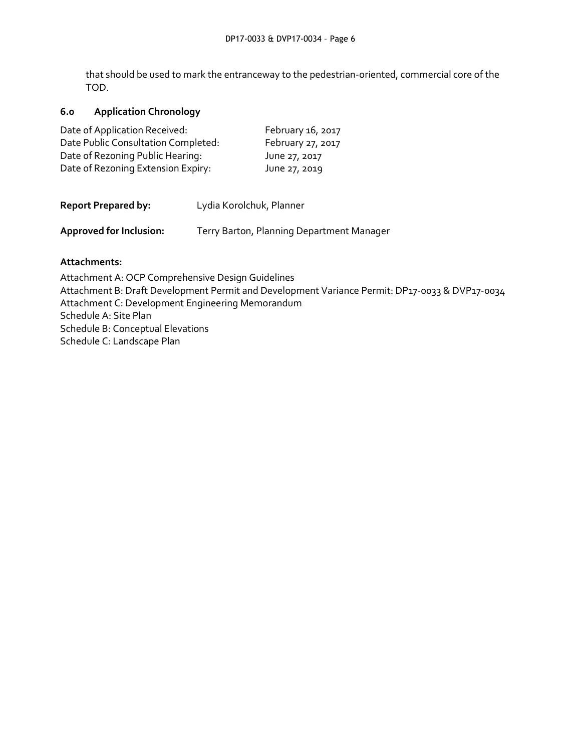that should be used to mark the entranceway to the pedestrian-oriented, commercial core of the TOD.

## 6.0 Application Chronology

| | |
|---|---|
| Date of Application Received: | February 16, 2017 |
| Date Public Consultation Completed: | February 27, 2017 |
| Date of Rezoning Public Hearing: | June 27, 2017 |
| Date of Rezoning Extension Expiry: | June 27, 2019 |

**Report Prepared by:** Lydia Korolchuk, Planner

**Approved for Inclusion:** Terry Barton, Planning Department Manager

**Attachments:**

Attachment A: OCP Comprehensive Design Guidelines
Attachment B: Draft Development Permit and Development Variance Permit: DP17-0033 & DVP17-0034
Attachment C: Development Engineering Memorandum
Schedule A: Site Plan
Schedule B: Conceptual Elevations
Schedule C: Landscape Plan